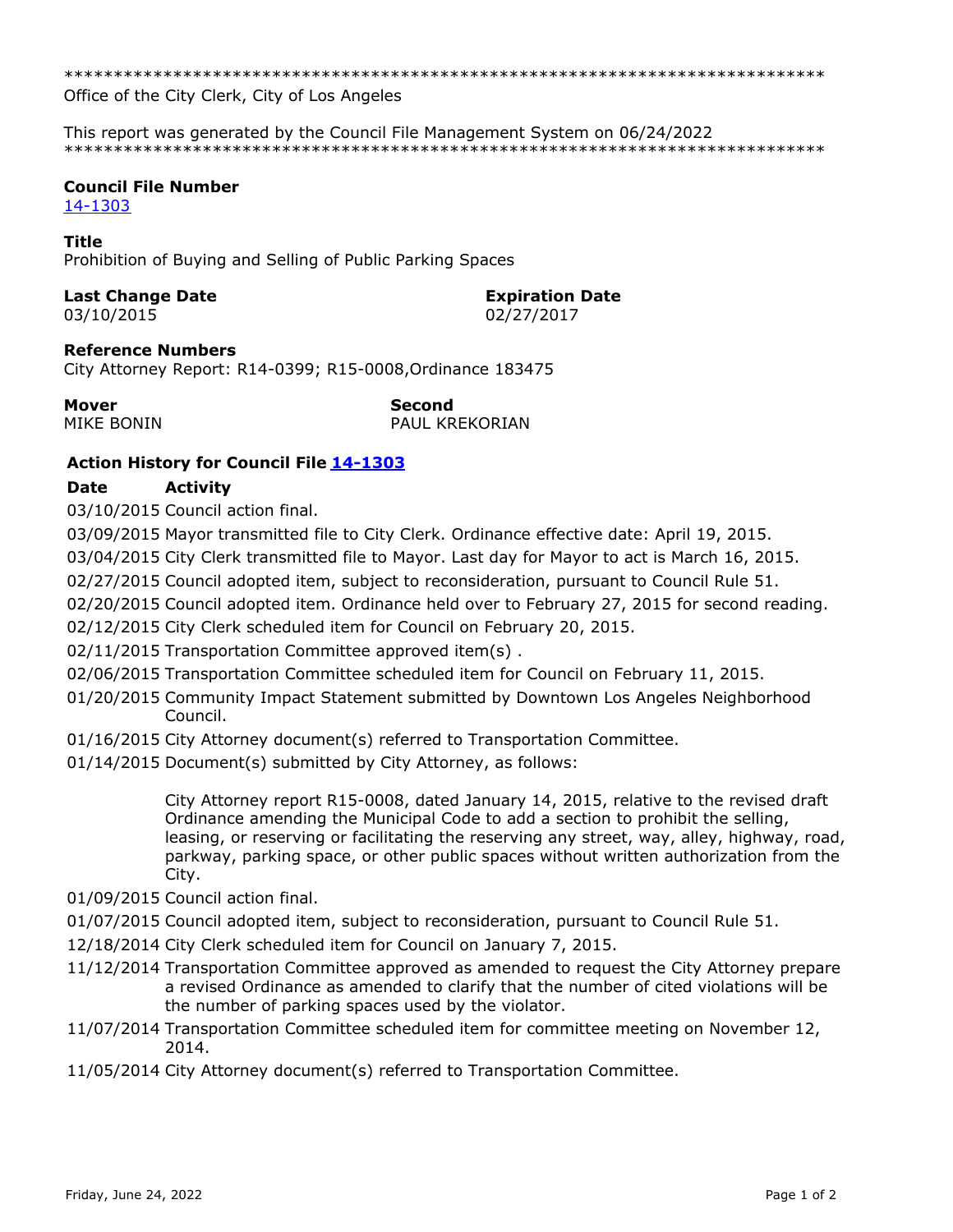\*\*\*\*\*\*\*\*\*\*\*\*\*\*\*\*\*\*\*\*\*\*\*\*\*\*\*\*\*\*\*\*\*\*\*\*\*\*\*\*\*\*\*\*\*\*\*\*\*\*\*\*\*\*\*\*\*\*\*\*\*\*\*\*\*\*\*\*\*\*\*\*\*\*\*\*\*\*

Office of the City Clerk, City of Los Angeles

This report was generated by the Council File Management System on 06/24/2022

\*\*\*\*\*\*\*\*\*\*\*\*\*\*\*\*\*\*\*\*\*\*\*\*\*\*\*\*\*\*\*\*\*\*\*\*\*\*\*\*\*\*\*\*\*\*\*\*\*\*\*\*\*\*\*\*\*\*\*\*\*\*\*\*\*\*\*\*\*\*\*\*\*\*\*\*\*\*

**Council File Number**
14-1303

**Title**
Prohibition of Buying and Selling of Public Parking Spaces

**Last Change Date**
03/10/2015

**Expiration Date**
02/27/2017

**Reference Numbers**
City Attorney Report: R14-0399; R15-0008,Ordinance 183475

**Mover**
MIKE BONIN

**Second**
PAUL KREKORIAN

**Action History for Council File 14-1303**

| Date | Activity |
|---|---|
| 03/10/2015 | Council action final. |
| 03/09/2015 | Mayor transmitted file to City Clerk. Ordinance effective date: April 19, 2015. |
| 03/04/2015 | City Clerk transmitted file to Mayor. Last day for Mayor to act is March 16, 2015. |
| 02/27/2015 | Council adopted item, subject to reconsideration, pursuant to Council Rule 51. |
| 02/20/2015 | Council adopted item. Ordinance held over to February 27, 2015 for second reading. |
| 02/12/2015 | City Clerk scheduled item for Council on February 20, 2015. |
| 02/11/2015 | Transportation Committee approved item(s) . |
| 02/06/2015 | Transportation Committee scheduled item for Council on February 11, 2015. |
| 01/20/2015 | Community Impact Statement submitted by Downtown Los Angeles Neighborhood Council. |
| 01/16/2015 | City Attorney document(s) referred to Transportation Committee. |
| 01/14/2015 | Document(s) submitted by City Attorney, as follows:<br><br>City Attorney report R15-0008, dated January 14, 2015, relative to the revised draft Ordinance amending the Municipal Code to add a section to prohibit the selling, leasing, or reserving or facilitating the reserving any street, way, alley, highway, road, parkway, parking space, or other public spaces without written authorization from the City. |
| 01/09/2015 | Council action final. |
| 01/07/2015 | Council adopted item, subject to reconsideration, pursuant to Council Rule 51. |
| 12/18/2014 | City Clerk scheduled item for Council on January 7, 2015. |
| 11/12/2014 | Transportation Committee approved as amended to request the City Attorney prepare a revised Ordinance as amended to clarify that the number of cited violations will be the number of parking spaces used by the violator. |
| 11/07/2014 | Transportation Committee scheduled item for committee meeting on November 12, 2014. |
| 11/05/2014 | City Attorney document(s) referred to Transportation Committee. |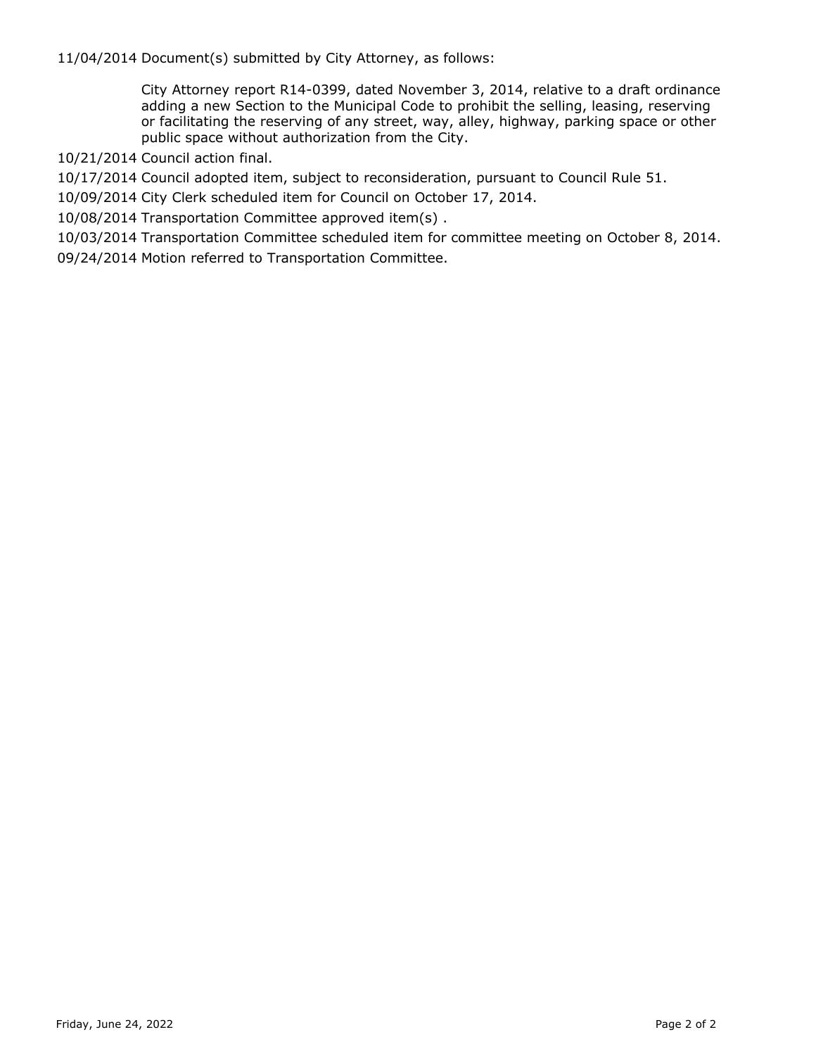11/04/2014 Document(s) submitted by City Attorney, as follows:

City Attorney report R14-0399, dated November 3, 2014, relative to a draft ordinance adding a new Section to the Municipal Code to prohibit the selling, leasing, reserving or facilitating the reserving of any street, way, alley, highway, parking space or other public space without authorization from the City.

10/21/2014 Council action final.

10/17/2014 Council adopted item, subject to reconsideration, pursuant to Council Rule 51.

10/09/2014 City Clerk scheduled item for Council on October 17, 2014.

10/08/2014 Transportation Committee approved item(s) .

10/03/2014 Transportation Committee scheduled item for committee meeting on October 8, 2014.

09/24/2014 Motion referred to Transportation Committee.